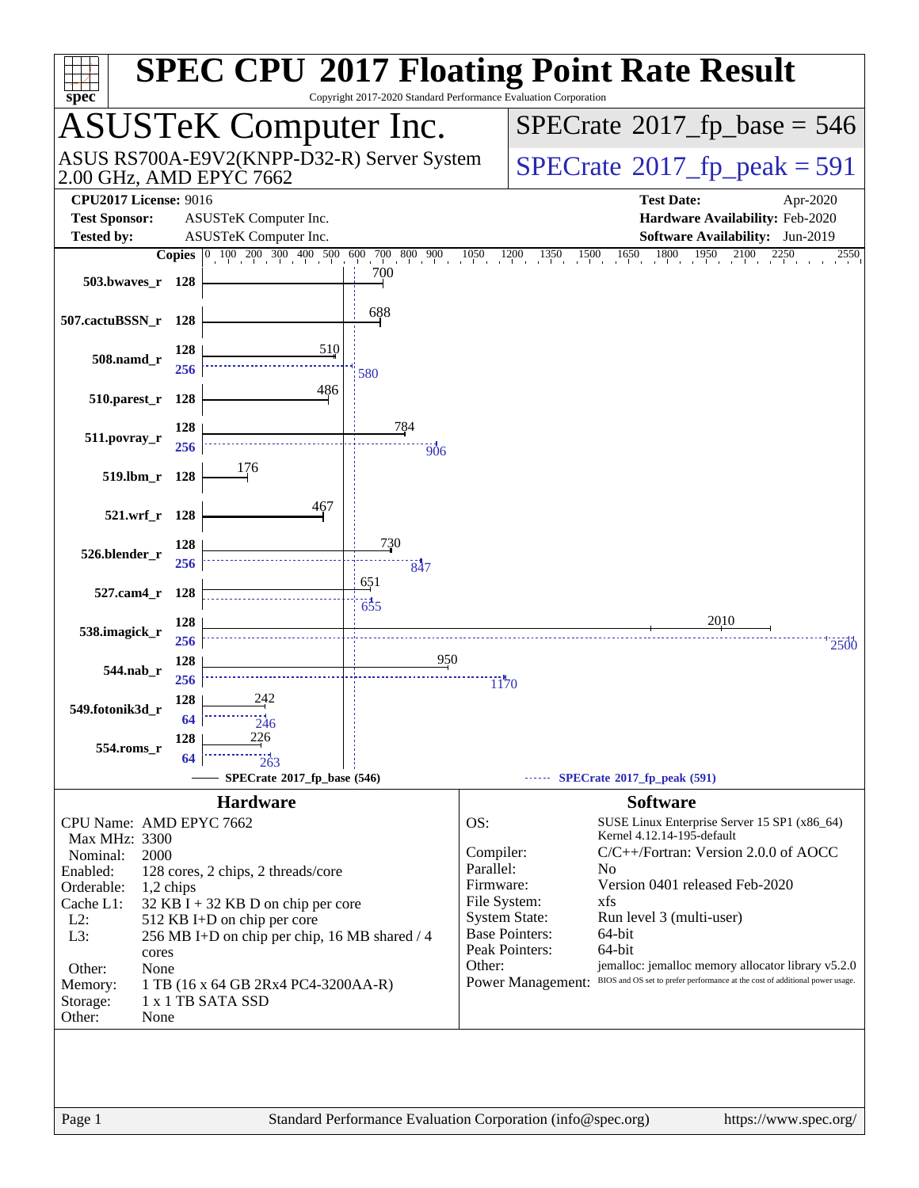# SPEC CPU 2017 Floating Point Rate Result

Copyright 2017-2020 Standard Performance Evaluation Corporation

## ASUSTeK Computer Inc.

ASUS RS700A-E9V2(KNPP-D32-R) Server System
2.00 GHz, AMD EPYC 7662

**SPECrate 2017_fp_base = 546**

**SPECrate 2017_fp_peak = 591**

| | | | |
|---|---|---|---|
| **CPU2017 License:** | 9016 | **Test Date:** | Apr-2020 |
| **Test Sponsor:** | ASUSTeK Computer Inc. | **Hardware Availability:** | Feb-2020 |
| **Tested by:** | ASUSTeK Computer Inc. | **Software Availability:** | Jun-2019 |

| Benchmark | Copies (base) | Base | Copies (peak) | Peak |
|---|---|---|---|---|
| 503.bwaves_r | 128 | 700 | | |
| 507.cactuBSSN_r | 128 | 688 | | |
| 508.namd_r | 128 | 510 | 256 | 580 |
| 510.parest_r | 128 | 486 | | |
| 511.povray_r | 128 | 784 | 256 | 906 |
| 519.lbm_r | 128 | 176 | | |
| 521.wrf_r | 128 | 467 | | |
| 526.blender_r | 128 | 730 | 256 | 847 |
| 527.cam4_r | 128 | 651 | 128 | 655 |
| 538.imagick_r | 128 | 2010 | 256 | 2500 |
| 544.nab_r | 128 | 950 | 256 | 1170 |
| 549.fotonik3d_r | 128 | 242 | 64 | 246 |
| 554.roms_r | 128 | 226 | 64 | 263 |

SPECrate 2017_fp_base (546) — SPECrate 2017_fp_peak (591)

## Hardware

| | |
|---|---|
| CPU Name: | AMD EPYC 7662 |
| Max MHz: | 3300 |
| Nominal: | 2000 |
| Enabled: | 128 cores, 2 chips, 2 threads/core |
| Orderable: | 1,2 chips |
| Cache L1: | 32 KB I + 32 KB D on chip per core |
| L2: | 512 KB I+D on chip per core |
| L3: | 256 MB I+D on chip per chip, 16 MB shared / 4 cores |
| Other: | None |
| Memory: | 1 TB (16 x 64 GB 2Rx4 PC4-3200AA-R) |
| Storage: | 1 x 1 TB SATA SSD |
| Other: | None |

## Software

| | |
|---|---|
| OS: | SUSE Linux Enterprise Server 15 SP1 (x86_64) Kernel 4.12.14-195-default |
| Compiler: | C/C++/Fortran: Version 2.0.0 of AOCC |
| Parallel: | No |
| Firmware: | Version 0401 released Feb-2020 |
| File System: | xfs |
| System State: | Run level 3 (multi-user) |
| Base Pointers: | 64-bit |
| Peak Pointers: | 64-bit |
| Other: | jemalloc: jemalloc memory allocator library v5.2.0 |
| Power Management: | BIOS and OS set to prefer performance at the cost of additional power usage. |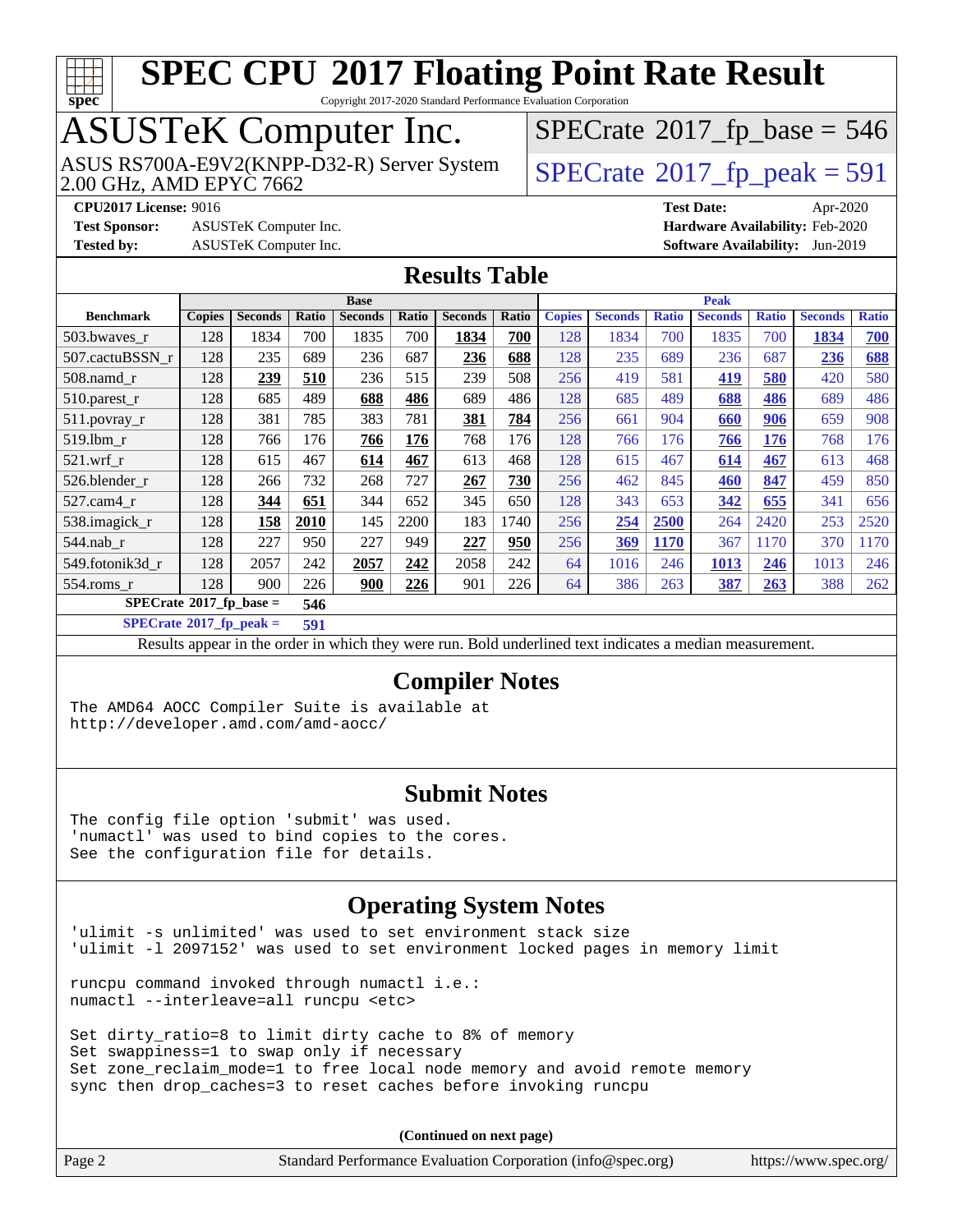# SPEC CPU 2017 Floating Point Rate Result

Copyright 2017-2020 Standard Performance Evaluation Corporation

## ASUSTeK Computer Inc.

ASUS RS700A-E9V2(KNPP-D32-R) Server System
2.00 GHz, AMD EPYC 7662

SPECrate 2017_fp_base = 546

SPECrate 2017_fp_peak = 591

**CPU2017 License:** 9016
**Test Sponsor:** ASUSTeK Computer Inc.
**Tested by:** ASUSTeK Computer Inc.

**Test Date:** Apr-2020
**Hardware Availability:** Feb-2020
**Software Availability:** Jun-2019

## Results Table

| Benchmark | Base | | | | | | | Peak | | | | | | |
|---|---|---|---|---|---|---|---|---|---|---|---|---|---|---|
| | Copies | Seconds | Ratio | Seconds | Ratio | Seconds | Ratio | Copies | Seconds | Ratio | Seconds | Ratio | Seconds | Ratio |
| 503.bwaves_r | 128 | 1834 | 700 | 1835 | 700 | **1834** | **700** | 128 | 1834 | 700 | 1835 | 700 | **1834** | **700** |
| 507.cactuBSSN_r | 128 | 235 | 689 | 236 | 687 | **236** | **688** | 128 | 235 | 689 | 236 | 687 | **236** | **688** |
| 508.namd_r | 128 | **239** | **510** | 236 | 515 | 239 | 508 | 256 | 419 | 581 | **419** | **580** | 420 | 580 |
| 510.parest_r | 128 | 685 | 489 | **688** | **486** | 689 | 486 | 128 | 685 | 489 | **688** | **486** | 689 | 486 |
| 511.povray_r | 128 | 381 | 785 | 383 | 781 | **381** | **784** | 256 | 661 | 904 | **660** | **906** | 659 | 908 |
| 519.lbm_r | 128 | 766 | 176 | **766** | **176** | 768 | 176 | 128 | 766 | 176 | **766** | **176** | 768 | 176 |
| 521.wrf_r | 128 | 615 | 467 | **614** | **467** | 613 | 468 | 128 | 615 | 467 | **614** | **467** | 613 | 468 |
| 526.blender_r | 128 | 266 | 732 | 268 | 727 | **267** | **730** | 256 | 462 | 845 | **460** | **847** | 459 | 850 |
| 527.cam4_r | 128 | **344** | **651** | 344 | 652 | 345 | 650 | 128 | 343 | 653 | **342** | **655** | 341 | 656 |
| 538.imagick_r | 128 | **158** | **2010** | 145 | 2200 | 183 | 1740 | 256 | **254** | **2500** | 264 | 2420 | 253 | 2520 |
| 544.nab_r | 128 | 227 | 950 | 227 | 949 | **227** | **950** | 256 | **369** | **1170** | 367 | 1170 | 370 | 1170 |
| 549.fotonik3d_r | 128 | 2057 | 242 | **2057** | **242** | 2058 | 242 | 64 | 1016 | 246 | **1013** | **246** | 1013 | 246 |
| 554.roms_r | 128 | 900 | 226 | **900** | **226** | 901 | 226 | 64 | 386 | 263 | **387** | **263** | 388 | 262 |

**SPECrate 2017_fp_base = 546**

**SPECrate 2017_fp_peak = 591**

Results appear in the order in which they were run. Bold underlined text indicates a median measurement.

## Compiler Notes

```
The AMD64 AOCC Compiler Suite is available at
http://developer.amd.com/amd-aocc/
```

## Submit Notes

```
The config file option 'submit' was used.
'numactl' was used to bind copies to the cores.
See the configuration file for details.
```

## Operating System Notes

```
'ulimit -s unlimited' was used to set environment stack size
'ulimit -l 2097152' was used to set environment locked pages in memory limit

runcpu command invoked through numactl i.e.:
numactl --interleave=all runcpu <etc>

Set dirty_ratio=8 to limit dirty cache to 8% of memory
Set swappiness=1 to swap only if necessary
Set zone_reclaim_mode=1 to free local node memory and avoid remote memory
sync then drop_caches=3 to reset caches before invoking runcpu
```

**(Continued on next page)**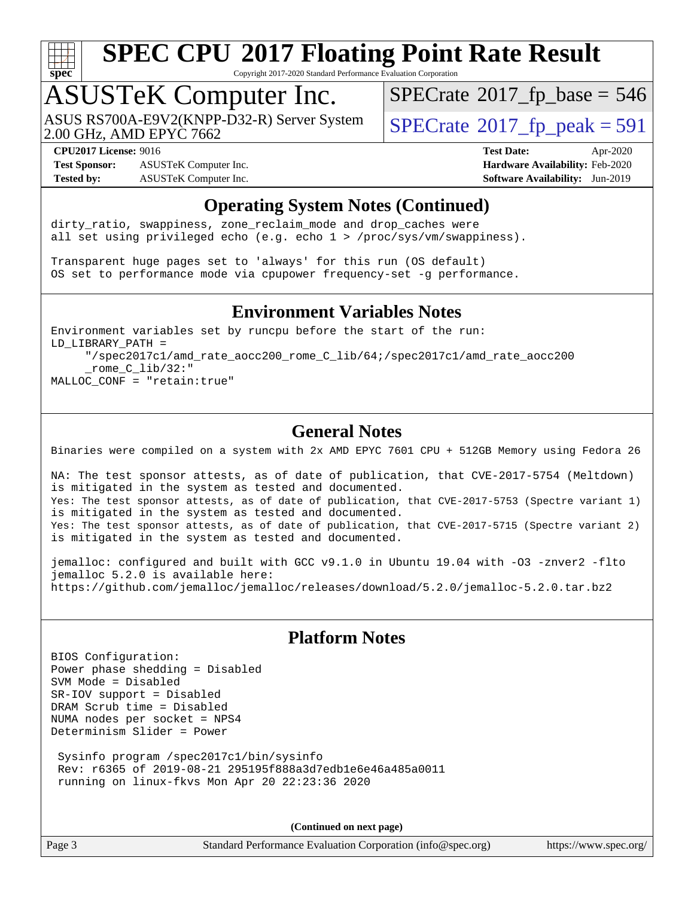# SPEC CPU 2017 Floating Point Rate Result

Copyright 2017-2020 Standard Performance Evaluation Corporation

## ASUSTeK Computer Inc.

ASUS RS700A-E9V2(KNPP-D32-R) Server System
2.00 GHz, AMD EPYC 7662

SPECrate 2017_fp_base = 546

SPECrate 2017_fp_peak = 591

**CPU2017 License:** 9016
**Test Sponsor:** ASUSTeK Computer Inc.
**Tested by:** ASUSTeK Computer Inc.

**Test Date:** Apr-2020
**Hardware Availability:** Feb-2020
**Software Availability:** Jun-2019

### Operating System Notes (Continued)

```
dirty_ratio, swappiness, zone_reclaim_mode and drop_caches were
all set using privileged echo (e.g. echo 1 > /proc/sys/vm/swappiness).

Transparent huge pages set to 'always' for this run (OS default)
OS set to performance mode via cpupower frequency-set -g performance.
```

### Environment Variables Notes

```
Environment variables set by runcpu before the start of the run:
LD_LIBRARY_PATH =
     "/spec2017c1/amd_rate_aocc200_rome_C_lib/64;/spec2017c1/amd_rate_aocc200
     _rome_C_lib/32:"
MALLOC_CONF = "retain:true"
```

### General Notes

```
Binaries were compiled on a system with 2x AMD EPYC 7601 CPU + 512GB Memory using Fedora 26

NA: The test sponsor attests, as of date of publication, that CVE-2017-5754 (Meltdown)
is mitigated in the system as tested and documented.
Yes: The test sponsor attests, as of date of publication, that CVE-2017-5753 (Spectre variant 1)
is mitigated in the system as tested and documented.
Yes: The test sponsor attests, as of date of publication, that CVE-2017-5715 (Spectre variant 2)
is mitigated in the system as tested and documented.

jemalloc: configured and built with GCC v9.1.0 in Ubuntu 19.04 with -O3 -znver2 -flto
jemalloc 5.2.0 is available here:
https://github.com/jemalloc/jemalloc/releases/download/5.2.0/jemalloc-5.2.0.tar.bz2
```

### Platform Notes

```
BIOS Configuration:
Power phase shedding = Disabled
SVM Mode = Disabled
SR-IOV support = Disabled
DRAM Scrub time = Disabled
NUMA nodes per socket = NPS4
Determinism Slider = Power

 Sysinfo program /spec2017c1/bin/sysinfo
 Rev: r6365 of 2019-08-21 295195f888a3d7edb1e6e46a485a0011
 running on linux-fkvs Mon Apr 20 22:23:36 2020
```

**(Continued on next page)**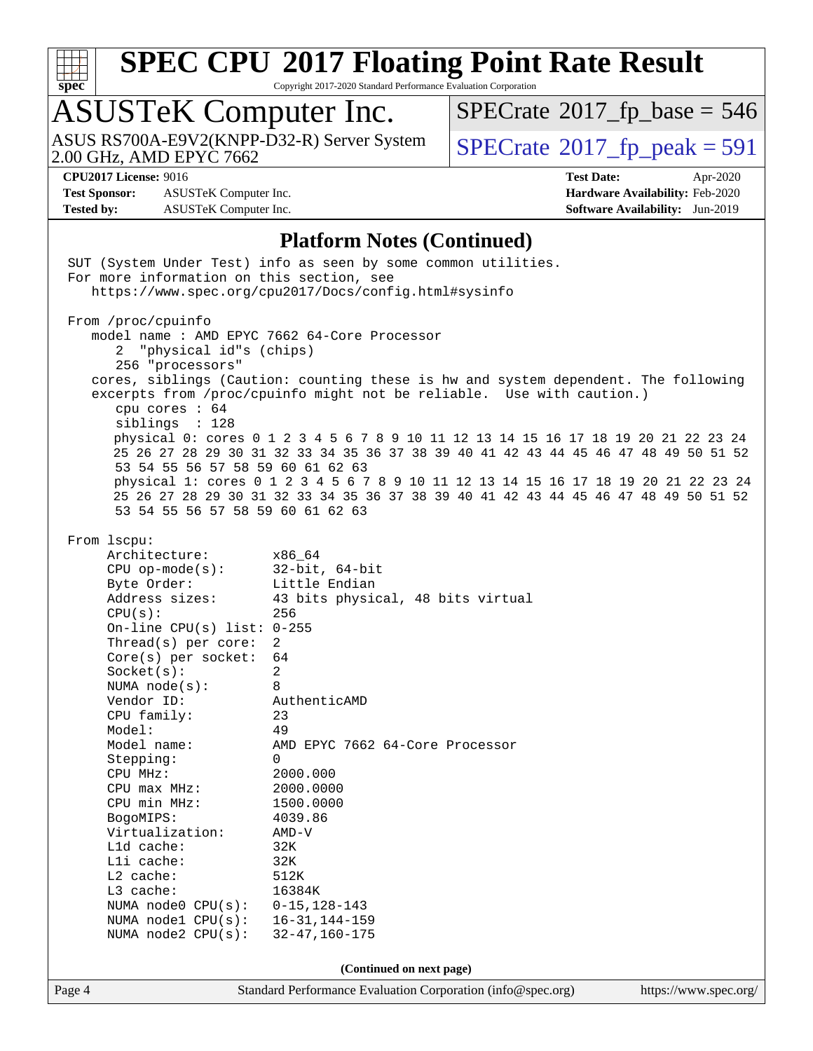# SPEC CPU 2017 Floating Point Rate Result

Copyright 2017-2020 Standard Performance Evaluation Corporation

## ASUSTeK Computer Inc.

ASUS RS700A-E9V2(KNPP-D32-R) Server System
2.00 GHz, AMD EPYC 7662

SPECrate 2017_fp_base = 546

SPECrate 2017_fp_peak = 591

**CPU2017 License:** 9016
**Test Sponsor:** ASUSTeK Computer Inc.
**Tested by:** ASUSTeK Computer Inc.

**Test Date:** Apr-2020
**Hardware Availability:** Feb-2020
**Software Availability:** Jun-2019

### Platform Notes (Continued)

```
SUT (System Under Test) info as seen by some common utilities.
For more information on this section, see
   https://www.spec.org/cpu2017/Docs/config.html#sysinfo

From /proc/cpuinfo
   model name : AMD EPYC 7662 64-Core Processor
      2  "physical id"s (chips)
      256 "processors"
   cores, siblings (Caution: counting these is hw and system dependent. The following
   excerpts from /proc/cpuinfo might not be reliable.  Use with caution.)
      cpu cores : 64
      siblings  : 128
      physical 0: cores 0 1 2 3 4 5 6 7 8 9 10 11 12 13 14 15 16 17 18 19 20 21 22 23 24
      25 26 27 28 29 30 31 32 33 34 35 36 37 38 39 40 41 42 43 44 45 46 47 48 49 50 51 52
      53 54 55 56 57 58 59 60 61 62 63
      physical 1: cores 0 1 2 3 4 5 6 7 8 9 10 11 12 13 14 15 16 17 18 19 20 21 22 23 24
      25 26 27 28 29 30 31 32 33 34 35 36 37 38 39 40 41 42 43 44 45 46 47 48 49 50 51 52
      53 54 55 56 57 58 59 60 61 62 63

From lscpu:
     Architecture:        x86_64
     CPU op-mode(s):      32-bit, 64-bit
     Byte Order:          Little Endian
     Address sizes:       43 bits physical, 48 bits virtual
     CPU(s):              256
     On-line CPU(s) list: 0-255
     Thread(s) per core:  2
     Core(s) per socket:  64
     Socket(s):           2
     NUMA node(s):        8
     Vendor ID:           AuthenticAMD
     CPU family:          23
     Model:               49
     Model name:          AMD EPYC 7662 64-Core Processor
     Stepping:            0
     CPU MHz:             2000.000
     CPU max MHz:         2000.0000
     CPU min MHz:         1500.0000
     BogoMIPS:            4039.86
     Virtualization:      AMD-V
     L1d cache:           32K
     L1i cache:           32K
     L2 cache:            512K
     L3 cache:            16384K
     NUMA node0 CPU(s):   0-15,128-143
     NUMA node1 CPU(s):   16-31,144-159
     NUMA node2 CPU(s):   32-47,160-175
```

(Continued on next page)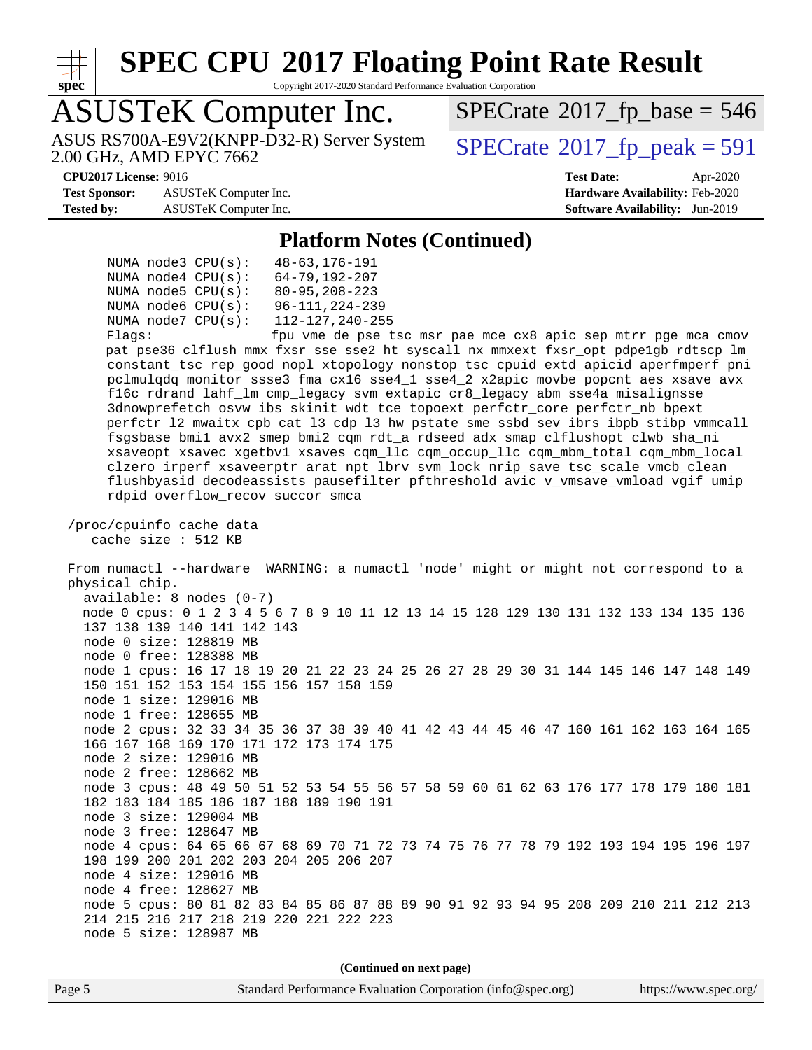## Platform Notes (Continued)

```
      NUMA node3 CPU(s):   48-63,176-191
      NUMA node4 CPU(s):   64-79,192-207
      NUMA node5 CPU(s):   80-95,208-223
      NUMA node6 CPU(s):   96-111,224-239
      NUMA node7 CPU(s):   112-127,240-255
      Flags:               fpu vme de pse tsc msr pae mce cx8 apic sep mtrr pge mca cmov
      pat pse36 clflush mmx fxsr sse sse2 ht syscall nx mmxext fxsr_opt pdpe1gb rdtscp lm
      constant_tsc rep_good nopl xtopology nonstop_tsc cpuid extd_apicid aperfmperf pni
      pclmulqdq monitor ssse3 fma cx16 sse4_1 sse4_2 x2apic movbe popcnt aes xsave avx
      f16c rdrand lahf_lm cmp_legacy svm extapic cr8_legacy abm sse4a misalignsse
      3dnowprefetch osvw ibs skinit wdt tce topoext perfctr_core perfctr_nb bpext
      perfctr_l2 mwaitx cpb cat_l3 cdp_l3 hw_pstate sme ssbd sev ibrs ibpb stibp vmmcall
      fsgsbase bmi1 avx2 smep bmi2 cqm rdt_a rdseed adx smap clflushopt clwb sha_ni
      xsaveopt xsavec xgetbv1 xsaves cqm_llc cqm_occup_llc cqm_mbm_total cqm_mbm_local
      clzero irperf xsaveerptr arat npt lbrv svm_lock nrip_save tsc_scale vmcb_clean
      flushbyasid decodeassists pausefilter pfthreshold avic v_vmsave_vmload vgif umip
      rdpid overflow_recov succor smca

 /proc/cpuinfo cache data
    cache size : 512 KB

 From numactl --hardware  WARNING: a numactl 'node' might or might not correspond to a
 physical chip.
   available: 8 nodes (0-7)
   node 0 cpus: 0 1 2 3 4 5 6 7 8 9 10 11 12 13 14 15 128 129 130 131 132 133 134 135 136
   137 138 139 140 141 142 143
   node 0 size: 128819 MB
   node 0 free: 128388 MB
   node 1 cpus: 16 17 18 19 20 21 22 23 24 25 26 27 28 29 30 31 144 145 146 147 148 149
   150 151 152 153 154 155 156 157 158 159
   node 1 size: 129016 MB
   node 1 free: 128655 MB
   node 2 cpus: 32 33 34 35 36 37 38 39 40 41 42 43 44 45 46 47 160 161 162 163 164 165
   166 167 168 169 170 171 172 173 174 175
   node 2 size: 129016 MB
   node 2 free: 128662 MB
   node 3 cpus: 48 49 50 51 52 53 54 55 56 57 58 59 60 61 62 63 176 177 178 179 180 181
   182 183 184 185 186 187 188 189 190 191
   node 3 size: 129004 MB
   node 3 free: 128647 MB
   node 4 cpus: 64 65 66 67 68 69 70 71 72 73 74 75 76 77 78 79 192 193 194 195 196 197
   198 199 200 201 202 203 204 205 206 207
   node 4 size: 129016 MB
   node 4 free: 128627 MB
   node 5 cpus: 80 81 82 83 84 85 86 87 88 89 90 91 92 93 94 95 208 209 210 211 212 213
   214 215 216 217 218 219 220 221 222 223
   node 5 size: 128987 MB
```

(Continued on next page)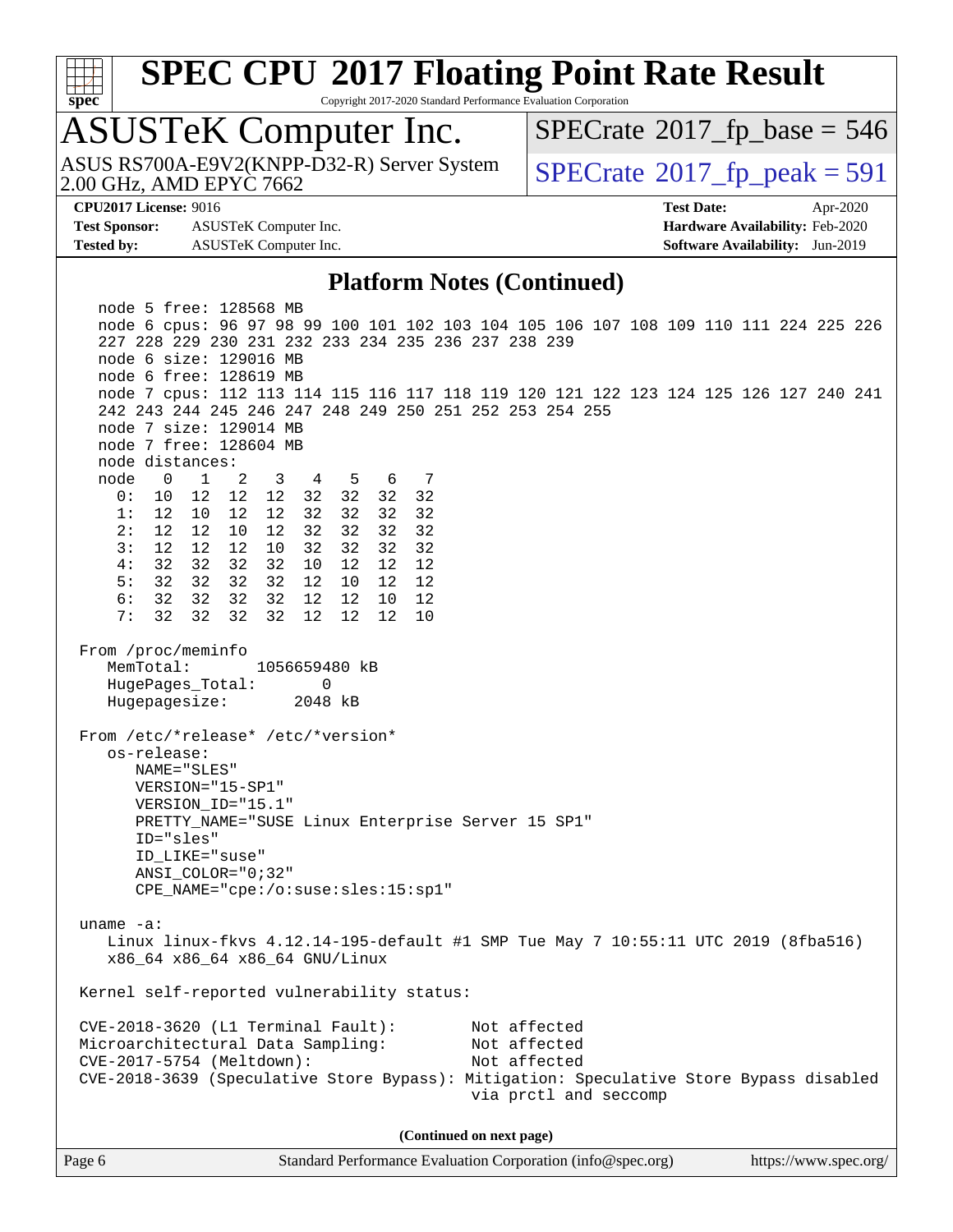# SPEC CPU 2017 Floating Point Rate Result

Copyright 2017-2020 Standard Performance Evaluation Corporation

## ASUSTeK Computer Inc.

ASUS RS700A-E9V2(KNPP-D32-R) Server System
2.00 GHz, AMD EPYC 7662

SPECrate 2017_fp_base = 546

SPECrate 2017_fp_peak = 591

**CPU2017 License:** 9016
**Test Sponsor:** ASUSTeK Computer Inc.
**Tested by:** ASUSTeK Computer Inc.

**Test Date:** Apr-2020
**Hardware Availability:** Feb-2020
**Software Availability:** Jun-2019

### Platform Notes (Continued)

```
    node 5 free: 128568 MB
    node 6 cpus: 96 97 98 99 100 101 102 103 104 105 106 107 108 109 110 111 224 225 226
    227 228 229 230 231 232 233 234 235 236 237 238 239
    node 6 size: 129016 MB
    node 6 free: 128619 MB
    node 7 cpus: 112 113 114 115 116 117 118 119 120 121 122 123 124 125 126 127 240 241
    242 243 244 245 246 247 248 249 250 251 252 253 254 255
    node 7 size: 129014 MB
    node 7 free: 128604 MB
    node distances:
    node   0   1   2   3   4   5   6   7
      0:  10  12  12  12  32  32  32  32
      1:  12  10  12  12  32  32  32  32
      2:  12  12  10  12  32  32  32  32
      3:  12  12  12  10  32  32  32  32
      4:  32  32  32  32  10  12  12  12
      5:  32  32  32  32  12  10  12  12
      6:  32  32  32  32  12  12  10  12
      7:  32  32  32  32  12  12  12  10

 From /proc/meminfo
    MemTotal:       1056659480 kB
    HugePages_Total:       0
    Hugepagesize:       2048 kB

 From /etc/*release* /etc/*version*
    os-release:
       NAME="SLES"
       VERSION="15-SP1"
       VERSION_ID="15.1"
       PRETTY_NAME="SUSE Linux Enterprise Server 15 SP1"
       ID="sles"
       ID_LIKE="suse"
       ANSI_COLOR="0;32"
       CPE_NAME="cpe:/o:suse:sles:15:sp1"

 uname -a:
    Linux linux-fkvs 4.12.14-195-default #1 SMP Tue May 7 10:55:11 UTC 2019 (8fba516)
    x86_64 x86_64 x86_64 GNU/Linux

 Kernel self-reported vulnerability status:

 CVE-2018-3620 (L1 Terminal Fault):         Not affected
 Microarchitectural Data Sampling:          Not affected
 CVE-2017-5754 (Meltdown):                  Not affected
 CVE-2018-3639 (Speculative Store Bypass): Mitigation: Speculative Store Bypass disabled
                                            via prctl and seccomp
```

(Continued on next page)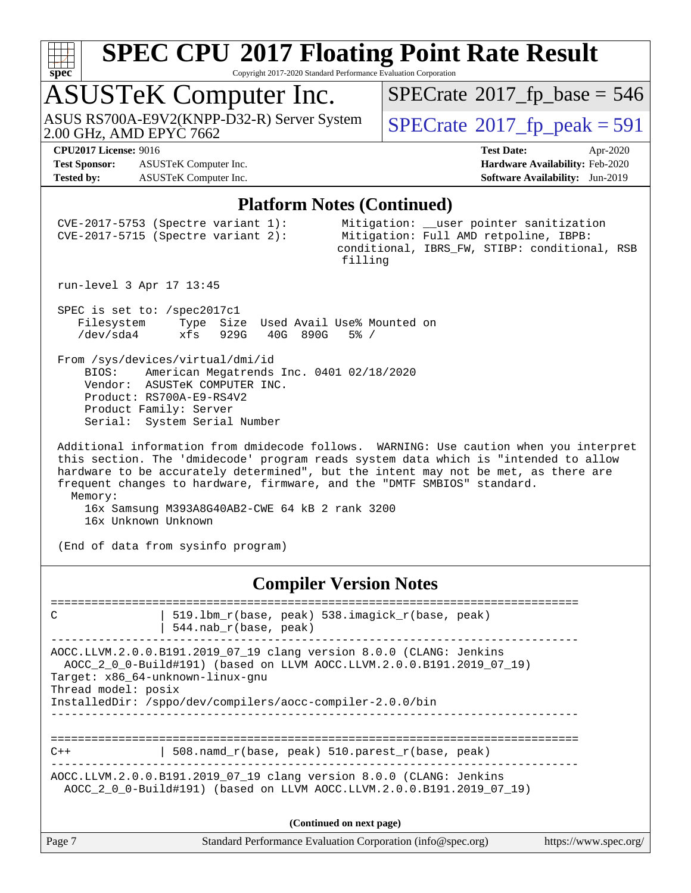# SPEC CPU 2017 Floating Point Rate Result

Copyright 2017-2020 Standard Performance Evaluation Corporation

## ASUSTeK Computer Inc.

ASUS RS700A-E9V2(KNPP-D32-R) Server System
2.00 GHz, AMD EPYC 7662

SPECrate 2017_fp_base = 546

SPECrate 2017_fp_peak = 591

**CPU2017 License:** 9016
**Test Sponsor:** ASUSTeK Computer Inc.
**Tested by:** ASUSTeK Computer Inc.

**Test Date:** Apr-2020
**Hardware Availability:** Feb-2020
**Software Availability:** Jun-2019

### Platform Notes (Continued)

```
 CVE-2017-5753 (Spectre variant 1):        Mitigation: __user pointer sanitization
 CVE-2017-5715 (Spectre variant 2):        Mitigation: Full AMD retpoline, IBPB:
                                           conditional, IBRS_FW, STIBP: conditional, RSB
                                           filling

 run-level 3 Apr 17 13:45

 SPEC is set to: /spec2017c1
    Filesystem     Type  Size  Used Avail Use% Mounted on
    /dev/sda4      xfs   929G   40G  890G   5% /

 From /sys/devices/virtual/dmi/id
     BIOS:    American Megatrends Inc. 0401 02/18/2020
     Vendor:  ASUSTeK COMPUTER INC.
     Product: RS700A-E9-RS4V2
     Product Family: Server
     Serial:  System Serial Number

 Additional information from dmidecode follows.  WARNING: Use caution when you interpret
 this section. The 'dmidecode' program reads system data which is "intended to allow
 hardware to be accurately determined", but the intent may not be met, as there are
 frequent changes to hardware, firmware, and the "DMTF SMBIOS" standard.
   Memory:
     16x Samsung M393A8G40AB2-CWE 64 kB 2 rank 3200
     16x Unknown Unknown

 (End of data from sysinfo program)
```

### Compiler Version Notes

```
==============================================================================
C               | 519.lbm_r(base, peak) 538.imagick_r(base, peak)
                | 544.nab_r(base, peak)
------------------------------------------------------------------------------
AOCC.LLVM.2.0.0.B191.2019_07_19 clang version 8.0.0 (CLANG: Jenkins
  AOCC_2_0_0-Build#191) (based on LLVM AOCC.LLVM.2.0.0.B191.2019_07_19)
Target: x86_64-unknown-linux-gnu
Thread model: posix
InstalledDir: /sppo/dev/compilers/aocc-compiler-2.0.0/bin
------------------------------------------------------------------------------

==============================================================================
C++             | 508.namd_r(base, peak) 510.parest_r(base, peak)
------------------------------------------------------------------------------
AOCC.LLVM.2.0.0.B191.2019_07_19 clang version 8.0.0 (CLANG: Jenkins
  AOCC_2_0_0-Build#191) (based on LLVM AOCC.LLVM.2.0.0.B191.2019_07_19)
```

**(Continued on next page)**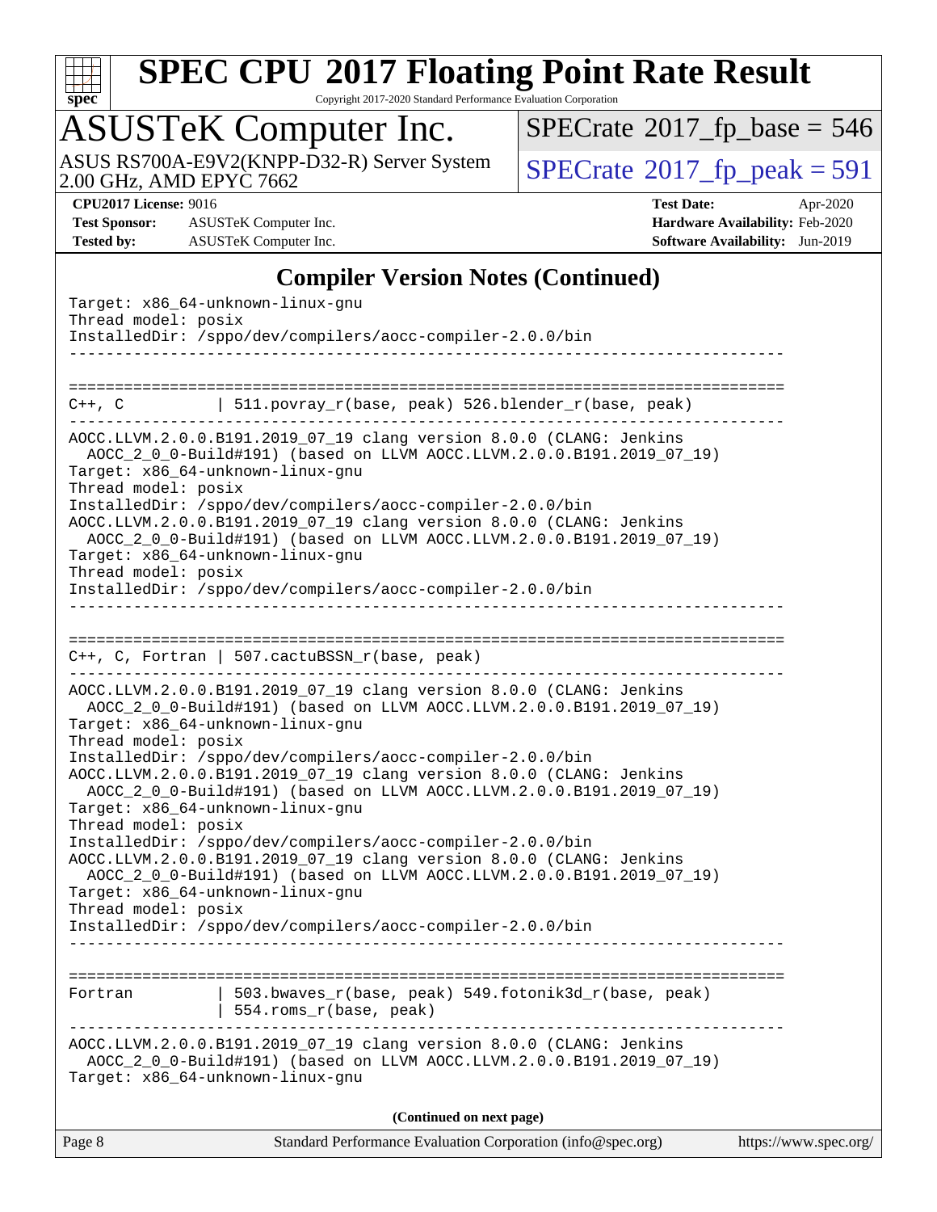## Compiler Version Notes (Continued)

```
Target: x86_64-unknown-linux-gnu
Thread model: posix
InstalledDir: /sppo/dev/compilers/aocc-compiler-2.0.0/bin
------------------------------------------------------------------------------

==============================================================================
C++, C          | 511.povray_r(base, peak) 526.blender_r(base, peak)
------------------------------------------------------------------------------
AOCC.LLVM.2.0.0.B191.2019_07_19 clang version 8.0.0 (CLANG: Jenkins
  AOCC_2_0_0-Build#191) (based on LLVM AOCC.LLVM.2.0.0.B191.2019_07_19)
Target: x86_64-unknown-linux-gnu
Thread model: posix
InstalledDir: /sppo/dev/compilers/aocc-compiler-2.0.0/bin
AOCC.LLVM.2.0.0.B191.2019_07_19 clang version 8.0.0 (CLANG: Jenkins
  AOCC_2_0_0-Build#191) (based on LLVM AOCC.LLVM.2.0.0.B191.2019_07_19)
Target: x86_64-unknown-linux-gnu
Thread model: posix
InstalledDir: /sppo/dev/compilers/aocc-compiler-2.0.0/bin
------------------------------------------------------------------------------

==============================================================================
C++, C, Fortran | 507.cactuBSSN_r(base, peak)
------------------------------------------------------------------------------
AOCC.LLVM.2.0.0.B191.2019_07_19 clang version 8.0.0 (CLANG: Jenkins
  AOCC_2_0_0-Build#191) (based on LLVM AOCC.LLVM.2.0.0.B191.2019_07_19)
Target: x86_64-unknown-linux-gnu
Thread model: posix
InstalledDir: /sppo/dev/compilers/aocc-compiler-2.0.0/bin
AOCC.LLVM.2.0.0.B191.2019_07_19 clang version 8.0.0 (CLANG: Jenkins
  AOCC_2_0_0-Build#191) (based on LLVM AOCC.LLVM.2.0.0.B191.2019_07_19)
Target: x86_64-unknown-linux-gnu
Thread model: posix
InstalledDir: /sppo/dev/compilers/aocc-compiler-2.0.0/bin
AOCC.LLVM.2.0.0.B191.2019_07_19 clang version 8.0.0 (CLANG: Jenkins
  AOCC_2_0_0-Build#191) (based on LLVM AOCC.LLVM.2.0.0.B191.2019_07_19)
Target: x86_64-unknown-linux-gnu
Thread model: posix
InstalledDir: /sppo/dev/compilers/aocc-compiler-2.0.0/bin
------------------------------------------------------------------------------

==============================================================================
Fortran         | 503.bwaves_r(base, peak) 549.fotonik3d_r(base, peak)
                | 554.roms_r(base, peak)
------------------------------------------------------------------------------
AOCC.LLVM.2.0.0.B191.2019_07_19 clang version 8.0.0 (CLANG: Jenkins
  AOCC_2_0_0-Build#191) (based on LLVM AOCC.LLVM.2.0.0.B191.2019_07_19)
Target: x86_64-unknown-linux-gnu
```

**(Continued on next page)**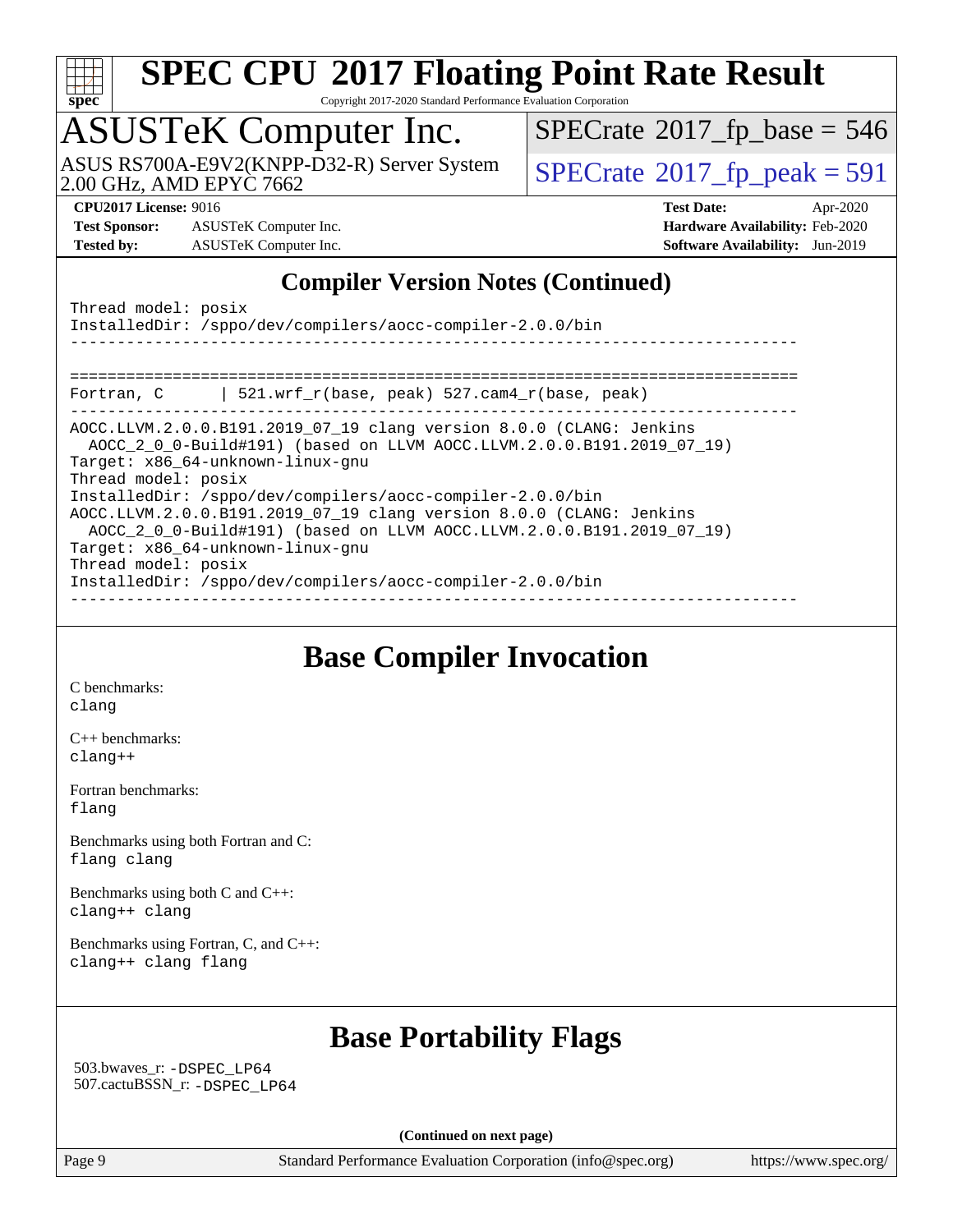## Compiler Version Notes (Continued)

```
Thread model: posix
InstalledDir: /sppo/dev/compilers/aocc-compiler-2.0.0/bin
------------------------------------------------------------------------------

==============================================================================
Fortran, C      | 521.wrf_r(base, peak) 527.cam4_r(base, peak)
------------------------------------------------------------------------------
AOCC.LLVM.2.0.0.B191.2019_07_19 clang version 8.0.0 (CLANG: Jenkins
  AOCC_2_0_0-Build#191) (based on LLVM AOCC.LLVM.2.0.0.B191.2019_07_19)
Target: x86_64-unknown-linux-gnu
Thread model: posix
InstalledDir: /sppo/dev/compilers/aocc-compiler-2.0.0/bin
AOCC.LLVM.2.0.0.B191.2019_07_19 clang version 8.0.0 (CLANG: Jenkins
  AOCC_2_0_0-Build#191) (based on LLVM AOCC.LLVM.2.0.0.B191.2019_07_19)
Target: x86_64-unknown-linux-gnu
Thread model: posix
InstalledDir: /sppo/dev/compilers/aocc-compiler-2.0.0/bin
------------------------------------------------------------------------------
```

## Base Compiler Invocation

C benchmarks:
`clang`

C++ benchmarks:
`clang++`

Fortran benchmarks:
`flang`

Benchmarks using both Fortran and C:
`flang clang`

Benchmarks using both C and C++:
`clang++ clang`

Benchmarks using Fortran, C, and C++:
`clang++ clang flang`

## Base Portability Flags

503.bwaves_r: `-DSPEC_LP64`
507.cactuBSSN_r: `-DSPEC_LP64`

**(Continued on next page)**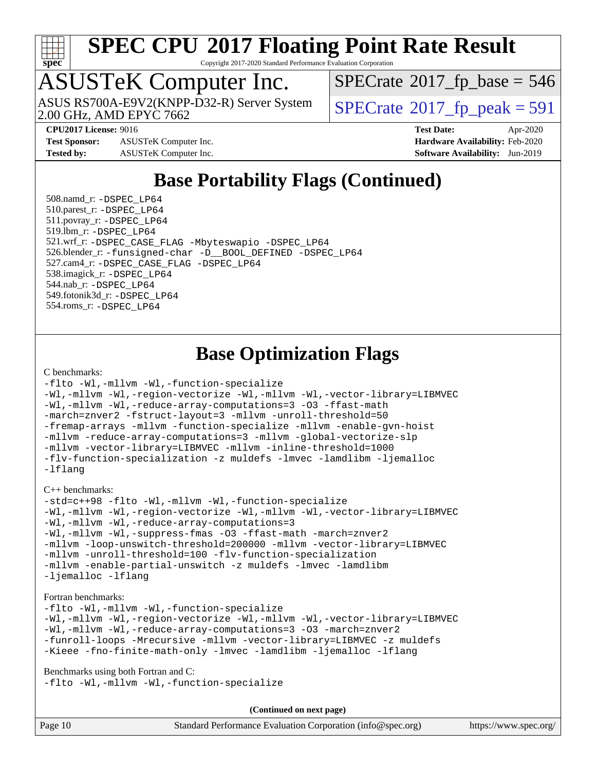# SPEC CPU 2017 Floating Point Rate Result

Copyright 2017-2020 Standard Performance Evaluation Corporation

## ASUSTeK Computer Inc.

ASUS RS700A-E9V2(KNPP-D32-R) Server System
2.00 GHz, AMD EPYC 7662

SPECrate 2017_fp_base = 546

SPECrate 2017_fp_peak = 591

**CPU2017 License:** 9016
**Test Sponsor:** ASUSTeK Computer Inc.
**Tested by:** ASUSTeK Computer Inc.

**Test Date:** Apr-2020
**Hardware Availability:** Feb-2020
**Software Availability:** Jun-2019

## Base Portability Flags (Continued)

508.namd_r: -DSPEC_LP64
510.parest_r: -DSPEC_LP64
511.povray_r: -DSPEC_LP64
519.lbm_r: -DSPEC_LP64
521.wrf_r: -DSPEC_CASE_FLAG -Mbyteswapio -DSPEC_LP64
526.blender_r: -funsigned-char -D__BOOL_DEFINED -DSPEC_LP64
527.cam4_r: -DSPEC_CASE_FLAG -DSPEC_LP64
538.imagick_r: -DSPEC_LP64
544.nab_r: -DSPEC_LP64
549.fotonik3d_r: -DSPEC_LP64
554.roms_r: -DSPEC_LP64

## Base Optimization Flags

C benchmarks:

```
-flto -Wl,-mllvm -Wl,-function-specialize
-Wl,-mllvm -Wl,-region-vectorize -Wl,-mllvm -Wl,-vector-library=LIBMVEC
-Wl,-mllvm -Wl,-reduce-array-computations=3 -O3 -ffast-math
-march=znver2 -fstruct-layout=3 -mllvm -unroll-threshold=50
-fremap-arrays -mllvm -function-specialize -mllvm -enable-gvn-hoist
-mllvm -reduce-array-computations=3 -mllvm -global-vectorize-slp
-mllvm -vector-library=LIBMVEC -mllvm -inline-threshold=1000
-flv-function-specialization -z muldefs -lmvec -lamdlibm -ljemalloc
-lflang
```

C++ benchmarks:

```
-std=c++98 -flto -Wl,-mllvm -Wl,-function-specialize
-Wl,-mllvm -Wl,-region-vectorize -Wl,-mllvm -Wl,-vector-library=LIBMVEC
-Wl,-mllvm -Wl,-reduce-array-computations=3
-Wl,-mllvm -Wl,-suppress-fmas -O3 -ffast-math -march=znver2
-mllvm -loop-unswitch-threshold=200000 -mllvm -vector-library=LIBMVEC
-mllvm -unroll-threshold=100 -flv-function-specialization
-mllvm -enable-partial-unswitch -z muldefs -lmvec -lamdlibm
-ljemalloc -lflang
```

Fortran benchmarks:

```
-flto -Wl,-mllvm -Wl,-function-specialize
-Wl,-mllvm -Wl,-region-vectorize -Wl,-mllvm -Wl,-vector-library=LIBMVEC
-Wl,-mllvm -Wl,-reduce-array-computations=3 -O3 -march=znver2
-funroll-loops -Mrecursive -mllvm -vector-library=LIBMVEC -z muldefs
-Kieee -fno-finite-math-only -lmvec -lamdlibm -ljemalloc -lflang
```

Benchmarks using both Fortran and C:

```
-flto -Wl,-mllvm -Wl,-function-specialize
```

**(Continued on next page)**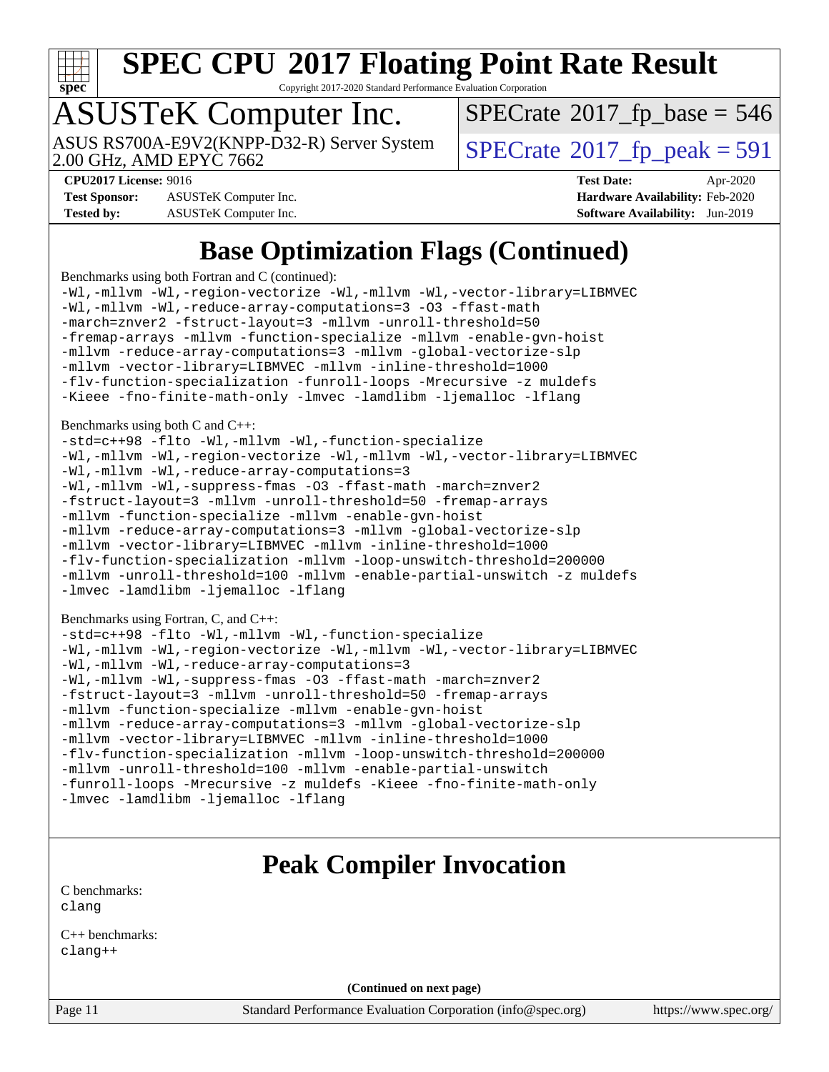# SPEC CPU 2017 Floating Point Rate Result

Copyright 2017-2020 Standard Performance Evaluation Corporation

## ASUSTeK Computer Inc.

ASUS RS700A-E9V2(KNPP-D32-R) Server System
2.00 GHz, AMD EPYC 7662

SPECrate 2017_fp_base = 546

SPECrate 2017_fp_peak = 591

**CPU2017 License:** 9016
**Test Sponsor:** ASUSTeK Computer Inc.
**Tested by:** ASUSTeK Computer Inc.

**Test Date:** Apr-2020
**Hardware Availability:** Feb-2020
**Software Availability:** Jun-2019

## Base Optimization Flags (Continued)

Benchmarks using both Fortran and C (continued):

```
-Wl,-mllvm -Wl,-region-vectorize -Wl,-mllvm -Wl,-vector-library=LIBMVEC
-Wl,-mllvm -Wl,-reduce-array-computations=3 -O3 -ffast-math
-march=znver2 -fstruct-layout=3 -mllvm -unroll-threshold=50
-fremap-arrays -mllvm -function-specialize -mllvm -enable-gvn-hoist
-mllvm -reduce-array-computations=3 -mllvm -global-vectorize-slp
-mllvm -vector-library=LIBMVEC -mllvm -inline-threshold=1000
-flv-function-specialization -funroll-loops -Mrecursive -z muldefs
-Kieee -fno-finite-math-only -lmvec -lamdlibm -ljemalloc -lflang
```

Benchmarks using both C and C++:

```
-std=c++98 -flto -Wl,-mllvm -Wl,-function-specialize
-Wl,-mllvm -Wl,-region-vectorize -Wl,-mllvm -Wl,-vector-library=LIBMVEC
-Wl,-mllvm -Wl,-reduce-array-computations=3
-Wl,-mllvm -Wl,-suppress-fmas -O3 -ffast-math -march=znver2
-fstruct-layout=3 -mllvm -unroll-threshold=50 -fremap-arrays
-mllvm -function-specialize -mllvm -enable-gvn-hoist
-mllvm -reduce-array-computations=3 -mllvm -global-vectorize-slp
-mllvm -vector-library=LIBMVEC -mllvm -inline-threshold=1000
-flv-function-specialization -mllvm -loop-unswitch-threshold=200000
-mllvm -unroll-threshold=100 -mllvm -enable-partial-unswitch -z muldefs
-lmvec -lamdlibm -ljemalloc -lflang
```

Benchmarks using Fortran, C, and C++:

```
-std=c++98 -flto -Wl,-mllvm -Wl,-function-specialize
-Wl,-mllvm -Wl,-region-vectorize -Wl,-mllvm -Wl,-vector-library=LIBMVEC
-Wl,-mllvm -Wl,-reduce-array-computations=3
-Wl,-mllvm -Wl,-suppress-fmas -O3 -ffast-math -march=znver2
-fstruct-layout=3 -mllvm -unroll-threshold=50 -fremap-arrays
-mllvm -function-specialize -mllvm -enable-gvn-hoist
-mllvm -reduce-array-computations=3 -mllvm -global-vectorize-slp
-mllvm -vector-library=LIBMVEC -mllvm -inline-threshold=1000
-flv-function-specialization -mllvm -loop-unswitch-threshold=200000
-mllvm -unroll-threshold=100 -mllvm -enable-partial-unswitch
-funroll-loops -Mrecursive -z muldefs -Kieee -fno-finite-math-only
-lmvec -lamdlibm -ljemalloc -lflang
```

## Peak Compiler Invocation

C benchmarks:
```
clang
```

C++ benchmarks:
```
clang++
```

**(Continued on next page)**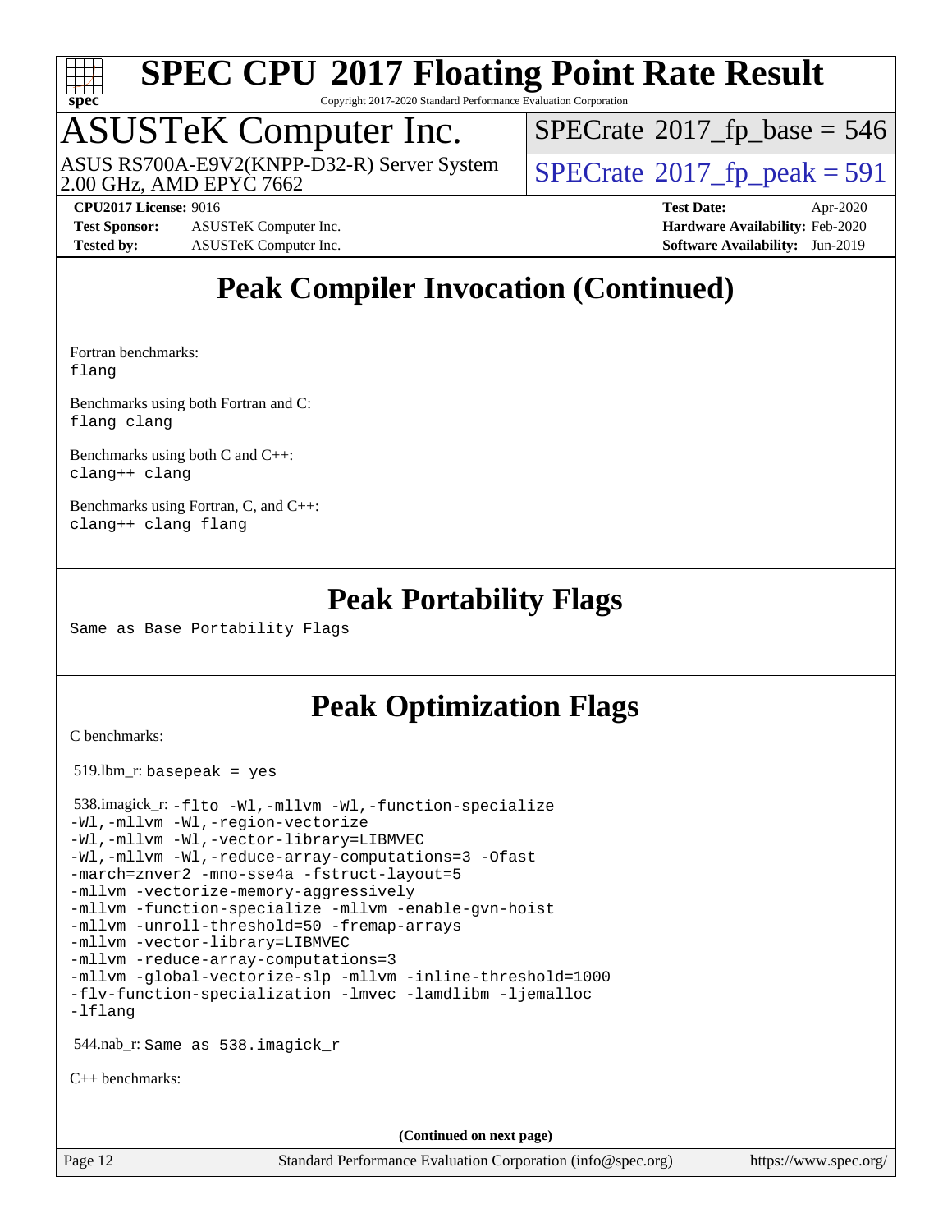# Peak Compiler Invocation (Continued)

Fortran benchmarks:
```
flang
```

Benchmarks using both Fortran and C:
```
flang clang
```

Benchmarks using both C and C++:
```
clang++ clang
```

Benchmarks using Fortran, C, and C++:
```
clang++ clang flang
```

# Peak Portability Flags

Same as Base Portability Flags

# Peak Optimization Flags

C benchmarks:

519.lbm_r: `basepeak = yes`

538.imagick_r:
```
-flto -Wl,-mllvm -Wl,-function-specialize
-Wl,-mllvm -Wl,-region-vectorize
-Wl,-mllvm -Wl,-vector-library=LIBMVEC
-Wl,-mllvm -Wl,-reduce-array-computations=3 -Ofast
-march=znver2 -mno-sse4a -fstruct-layout=5
-mllvm -vectorize-memory-aggressively
-mllvm -function-specialize -mllvm -enable-gvn-hoist
-mllvm -unroll-threshold=50 -fremap-arrays
-mllvm -vector-library=LIBMVEC
-mllvm -reduce-array-computations=3
-mllvm -global-vectorize-slp -mllvm -inline-threshold=1000
-flv-function-specialization -lmvec -lamdlibm -ljemalloc
-lflang
```

544.nab_r: Same as 538.imagick_r

C++ benchmarks:

(Continued on next page)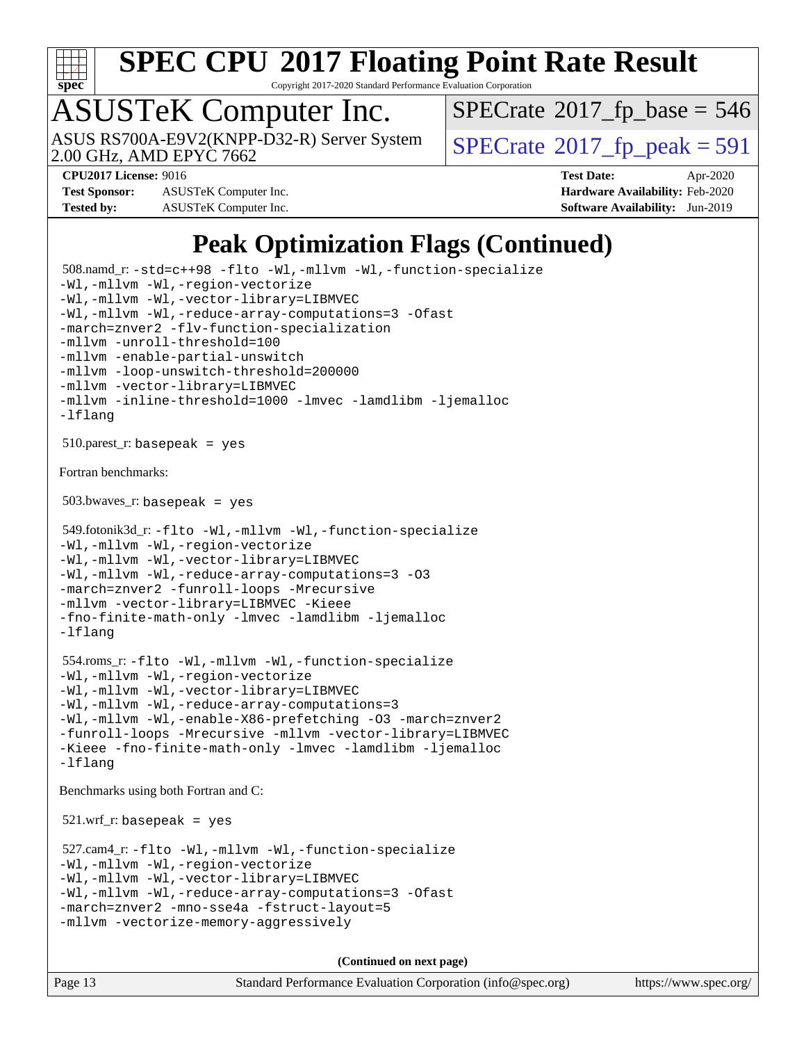# Peak Optimization Flags (Continued)

508.namd_r: `-std=c++98 -flto -Wl,-mllvm -Wl,-function-specialize -Wl,-mllvm -Wl,-region-vectorize -Wl,-mllvm -Wl,-vector-library=LIBMVEC -Wl,-mllvm -Wl,-reduce-array-computations=3 -Ofast -march=znver2 -flv-function-specialization -mllvm -unroll-threshold=100 -mllvm -enable-partial-unswitch -mllvm -loop-unswitch-threshold=200000 -mllvm -vector-library=LIBMVEC -mllvm -inline-threshold=1000 -lmvec -lamdlibm -ljemalloc -lflang`

510.parest_r: `basepeak = yes`

Fortran benchmarks:

503.bwaves_r: `basepeak = yes`

549.fotonik3d_r: `-flto -Wl,-mllvm -Wl,-function-specialize -Wl,-mllvm -Wl,-region-vectorize -Wl,-mllvm -Wl,-vector-library=LIBMVEC -Wl,-mllvm -Wl,-reduce-array-computations=3 -O3 -march=znver2 -funroll-loops -Mrecursive -mllvm -vector-library=LIBMVEC -Kieee -fno-finite-math-only -lmvec -lamdlibm -ljemalloc -lflang`

554.roms_r: `-flto -Wl,-mllvm -Wl,-function-specialize -Wl,-mllvm -Wl,-region-vectorize -Wl,-mllvm -Wl,-vector-library=LIBMVEC -Wl,-mllvm -Wl,-reduce-array-computations=3 -Wl,-mllvm -Wl,-enable-X86-prefetching -O3 -march=znver2 -funroll-loops -Mrecursive -mllvm -vector-library=LIBMVEC -Kieee -fno-finite-math-only -lmvec -lamdlibm -ljemalloc -lflang`

Benchmarks using both Fortran and C:

521.wrf_r: `basepeak = yes`

527.cam4_r: `-flto -Wl,-mllvm -Wl,-function-specialize -Wl,-mllvm -Wl,-region-vectorize -Wl,-mllvm -Wl,-vector-library=LIBMVEC -Wl,-mllvm -Wl,-reduce-array-computations=3 -Ofast -march=znver2 -mno-sse4a -fstruct-layout=5 -mllvm -vectorize-memory-aggressively`

**(Continued on next page)**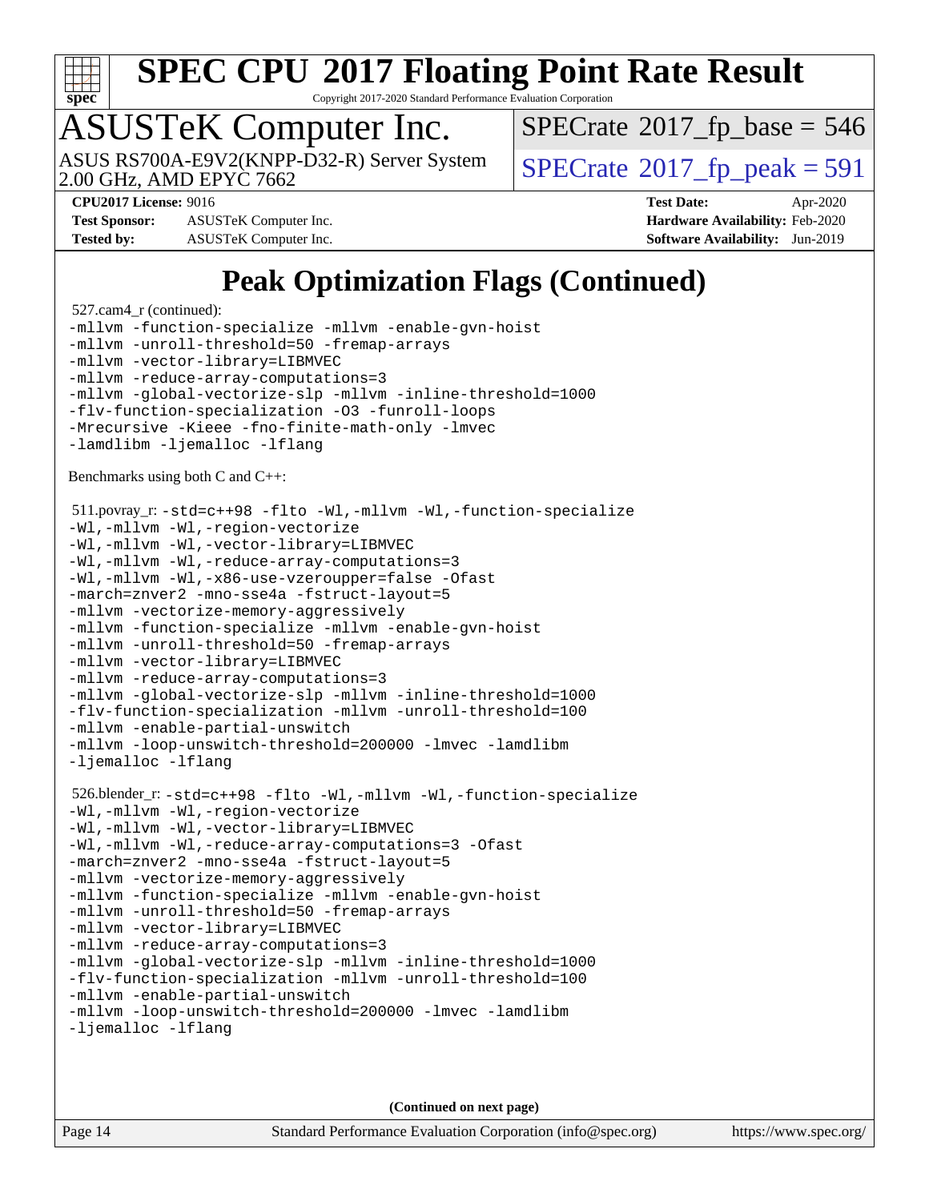# Peak Optimization Flags (Continued)

527.cam4_r (continued):

```
-mllvm -function-specialize -mllvm -enable-gvn-hoist
-mllvm -unroll-threshold=50 -fremap-arrays
-mllvm -vector-library=LIBMVEC
-mllvm -reduce-array-computations=3
-mllvm -global-vectorize-slp -mllvm -inline-threshold=1000
-flv-function-specialization -O3 -funroll-loops
-Mrecursive -Kieee -fno-finite-math-only -lmvec
-lamdlibm -ljemalloc -lflang
```

Benchmarks using both C and C++:

511.povray_r:

```
-std=c++98 -flto -Wl,-mllvm -Wl,-function-specialize
-Wl,-mllvm -Wl,-region-vectorize
-Wl,-mllvm -Wl,-vector-library=LIBMVEC
-Wl,-mllvm -Wl,-reduce-array-computations=3
-Wl,-mllvm -Wl,-x86-use-vzeroupper=false -Ofast
-march=znver2 -mno-sse4a -fstruct-layout=5
-mllvm -vectorize-memory-aggressively
-mllvm -function-specialize -mllvm -enable-gvn-hoist
-mllvm -unroll-threshold=50 -fremap-arrays
-mllvm -vector-library=LIBMVEC
-mllvm -reduce-array-computations=3
-mllvm -global-vectorize-slp -mllvm -inline-threshold=1000
-flv-function-specialization -mllvm -unroll-threshold=100
-mllvm -enable-partial-unswitch
-mllvm -loop-unswitch-threshold=200000 -lmvec -lamdlibm
-ljemalloc -lflang
```

526.blender_r:

```
-std=c++98 -flto -Wl,-mllvm -Wl,-function-specialize
-Wl,-mllvm -Wl,-region-vectorize
-Wl,-mllvm -Wl,-vector-library=LIBMVEC
-Wl,-mllvm -Wl,-reduce-array-computations=3 -Ofast
-march=znver2 -mno-sse4a -fstruct-layout=5
-mllvm -vectorize-memory-aggressively
-mllvm -function-specialize -mllvm -enable-gvn-hoist
-mllvm -unroll-threshold=50 -fremap-arrays
-mllvm -vector-library=LIBMVEC
-mllvm -reduce-array-computations=3
-mllvm -global-vectorize-slp -mllvm -inline-threshold=1000
-flv-function-specialization -mllvm -unroll-threshold=100
-mllvm -enable-partial-unswitch
-mllvm -loop-unswitch-threshold=200000 -lmvec -lamdlibm
-ljemalloc -lflang
```

**(Continued on next page)**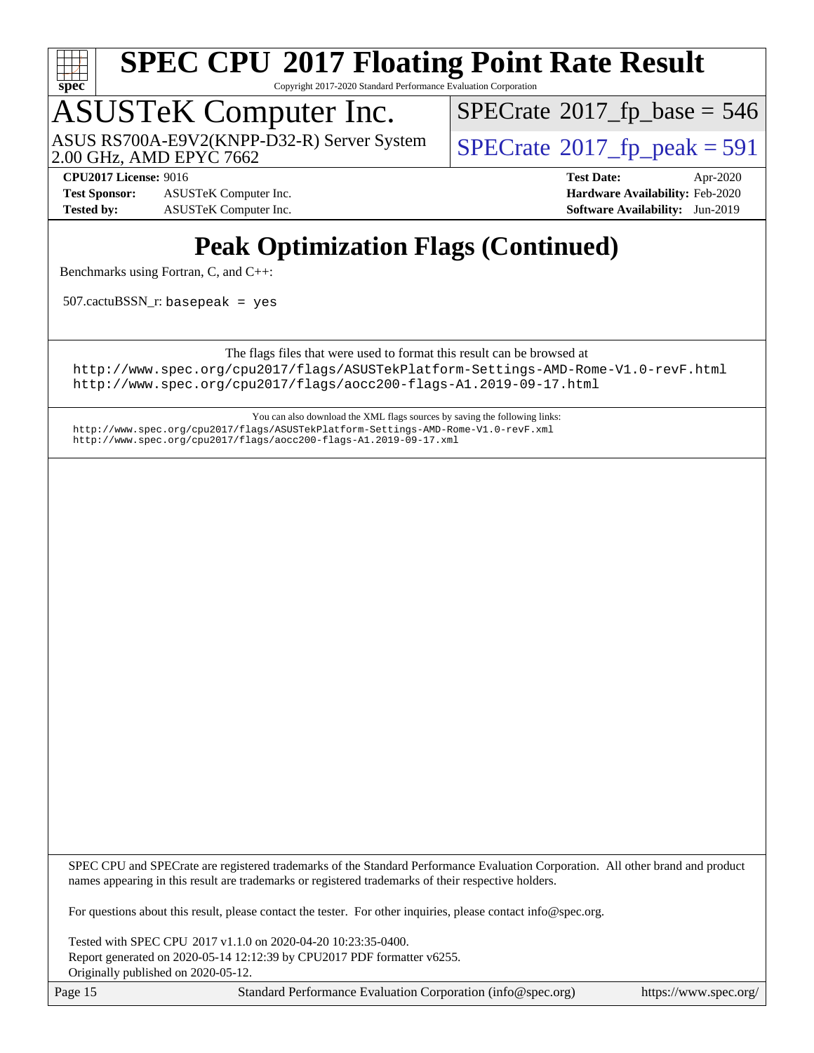# Peak Optimization Flags (Continued)

Benchmarks using Fortran, C, and C++:

507.cactuBSSN_r: `basepeak = yes`

The flags files that were used to format this result can be browsed at

http://www.spec.org/cpu2017/flags/ASUSTekPlatform-Settings-AMD-Rome-V1.0-revF.html
http://www.spec.org/cpu2017/flags/aocc200-flags-A1.2019-09-17.html

You can also download the XML flags sources by saving the following links:

http://www.spec.org/cpu2017/flags/ASUSTekPlatform-Settings-AMD-Rome-V1.0-revF.xml
http://www.spec.org/cpu2017/flags/aocc200-flags-A1.2019-09-17.xml

SPEC CPU and SPECrate are registered trademarks of the Standard Performance Evaluation Corporation. All other brand and product names appearing in this result are trademarks or registered trademarks of their respective holders.

For questions about this result, please contact the tester. For other inquiries, please contact info@spec.org.

Tested with SPEC CPU 2017 v1.1.0 on 2020-04-20 10:23:35-0400.
Report generated on 2020-05-14 12:12:39 by CPU2017 PDF formatter v6255.
Originally published on 2020-05-12.